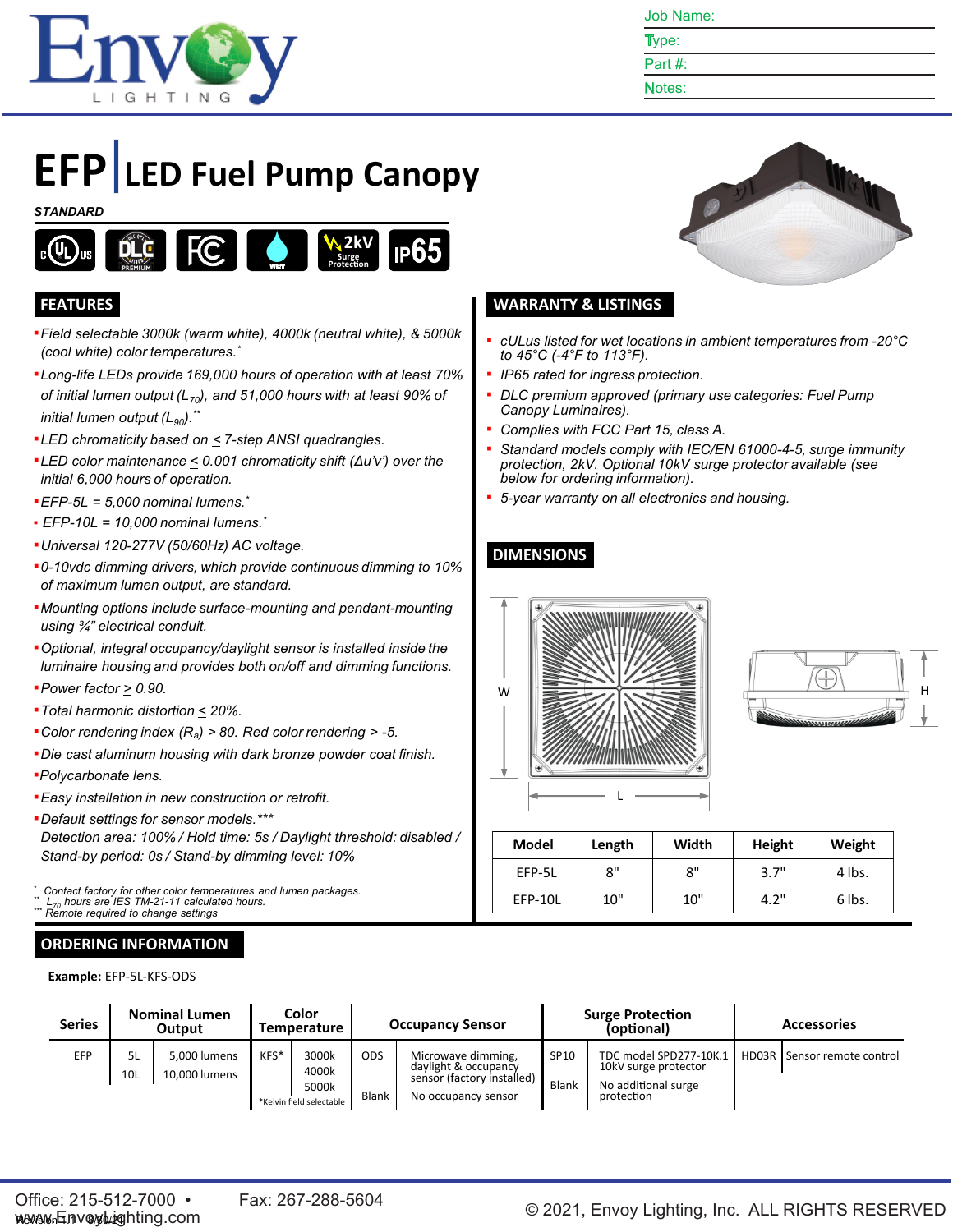Job Name:

Type:

Part #:

Notes:

# EFP | LED Fuel Pump Canopy

*STANDARD*

cULus · DLC Premium · FC · WET · 2kV Surge Protection · IP65

## FEATURES

- *Field selectable 3000k (warm white), 4000k (neutral white), & 5000k (cool white) color temperatures.**
- *Long-life LEDs provide 169,000 hours of operation with at least 70% of initial lumen output ($L_{70}$), and 51,000 hours with at least 90% of initial lumen output ($L_{90}$).***
- *LED chromaticity based on ≤ 7-step ANSI quadrangles.*
- *LED color maintenance ≤ 0.001 chromaticity shift (Δu'v') over the initial 6,000 hours of operation.*
- *EFP-5L = 5,000 nominal lumens.**
- *EFP-10L = 10,000 nominal lumens.**
- *Universal 120-277V (50/60Hz) AC voltage.*
- *0-10vdc dimming drivers, which provide continuous dimming to 10% of maximum lumen output, are standard.*
- *Mounting options include surface-mounting and pendant-mounting using ¾" electrical conduit.*
- *Optional, integral occupancy/daylight sensor is installed inside the luminaire housing and provides both on/off and dimming functions.*
- *Power factor ≥ 0.90.*
- *Total harmonic distortion ≤ 20%.*
- *Color rendering index ($R_a$) > 80. Red color rendering > -5.*
- *Die cast aluminum housing with dark bronze powder coat finish.*
- *Polycarbonate lens.*
- *Easy installation in new construction or retrofit.*
- *Default settings for sensor models.****
  *Detection area: 100% / Hold time: 5s / Daylight threshold: disabled / Stand-by period: 0s / Stand-by dimming level: 10%*

\* Contact factory for other color temperatures and lumen packages.
\*\* $L_{70}$ hours are IES TM-21-11 calculated hours.
\*\*\* Remote required to change settings

## WARRANTY & LISTINGS

- *cULus listed for wet locations in ambient temperatures from -20°C to 45°C (-4°F to 113°F).*
- *IP65 rated for ingress protection.*
- *DLC premium approved (primary use categories: Fuel Pump Canopy Luminaires).*
- *Complies with FCC Part 15, class A.*
- *Standard models comply with IEC/EN 61000-4-5, surge immunity protection, 2kV. Optional 10kV surge protector available (see below for ordering information).*
- *5-year warranty on all electronics and housing.*

## DIMENSIONS

| Model | Length | Width | Height | Weight |
|---|---|---|---|---|
| EFP-5L | 8" | 8" | 3.7" | 4 lbs. |
| EFP-10L | 10" | 10" | 4.2" | 6 lbs. |

## ORDERING INFORMATION

**Example:** EFP-5L-KFS-ODS

| Series | Nominal Lumen Output | | Color Temperature | | Occupancy Sensor | | Surge Protection (optional) | | Accessories | |
|---|---|---|---|---|---|---|---|---|---|---|
| EFP | 5L | 5,000 lumens | KFS* | 3000k | ODS | Microwave dimming, daylight & occupancy sensor (factory installed) | SP10 | TDC model SPD277-10K.1 10kV surge protector | HD03R | Sensor remote control |
| | 10L | 10,000 lumens | | 4000k | | | | | | |
| | | | | 5000k | Blank | No occupancy sensor | Blank | No additional surge protection | | |

*Kelvin field selectable

Office: 215-512-7000 • Fax: 267-288-5604

www.EnvoyLighting.com

Revision 1.1 – 6/30/21

© 2021, Envoy Lighting, Inc. ALL RIGHTS RESERVED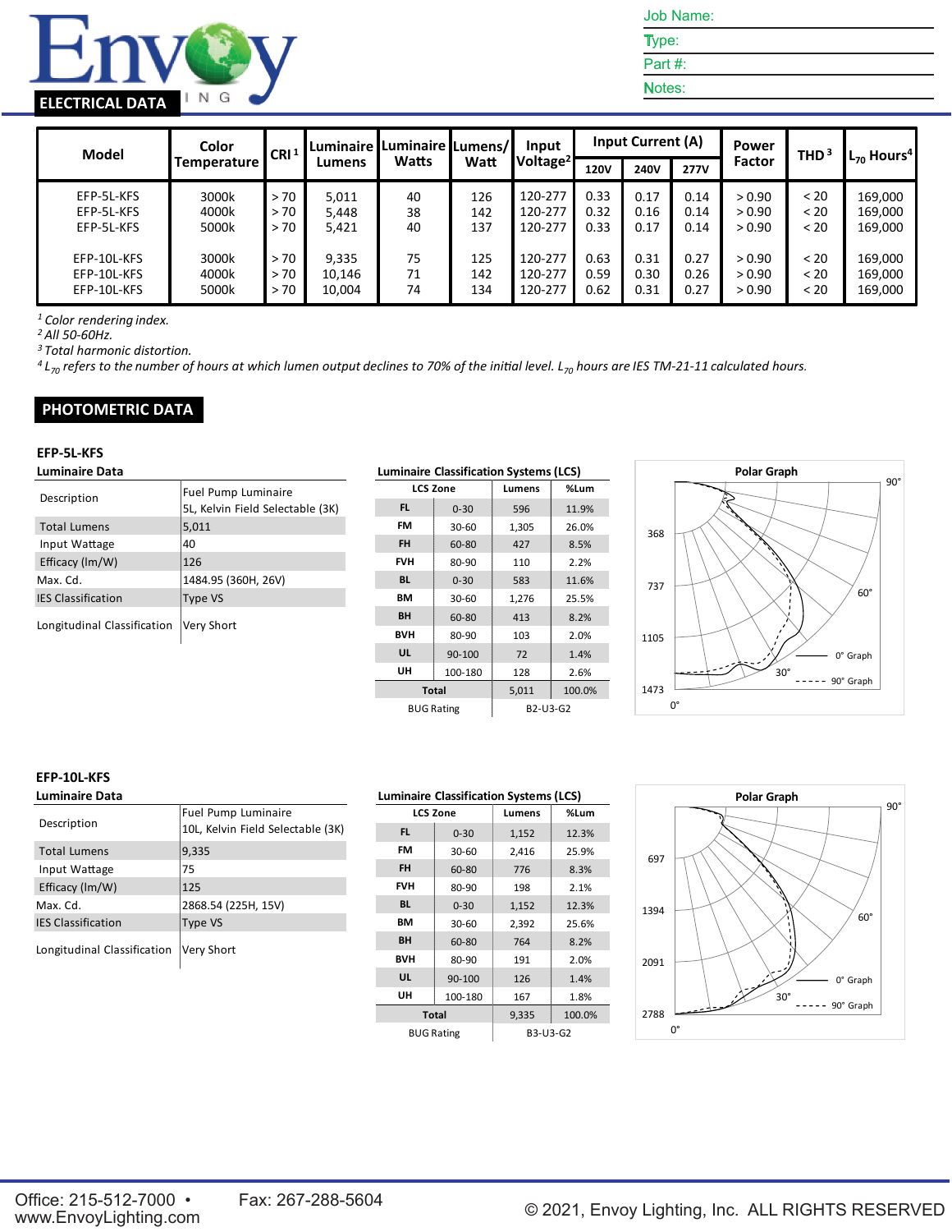Job Name:

Type:

Part #:

Notes:

## ELECTRICAL DATA

| Model | Color Temperature | CRI [1] | Luminaire Lumens | Luminaire Watts | Lumens/ Watt | Input Voltage[2] | Input Current (A) | | | Power Factor | THD [3] | $L_{70}$ Hours[4] |
|---|---|---|---|---|---|---|---|---|---|---|---|---|
| | | | | | | | 120V | 240V | 277V | | | |
| EFP-5L-KFS | 3000k | > 70 | 5,011 | 40 | 126 | 120-277 | 0.33 | 0.17 | 0.14 | > 0.90 | < 20 | 169,000 |
| EFP-5L-KFS | 4000k | > 70 | 5,448 | 38 | 142 | 120-277 | 0.32 | 0.16 | 0.14 | > 0.90 | < 20 | 169,000 |
| EFP-5L-KFS | 5000k | > 70 | 5,421 | 40 | 137 | 120-277 | 0.33 | 0.17 | 0.14 | > 0.90 | < 20 | 169,000 |
| EFP-10L-KFS | 3000k | > 70 | 9,335 | 75 | 125 | 120-277 | 0.63 | 0.31 | 0.27 | > 0.90 | < 20 | 169,000 |
| EFP-10L-KFS | 4000k | > 70 | 10,146 | 71 | 142 | 120-277 | 0.59 | 0.30 | 0.26 | > 0.90 | < 20 | 169,000 |
| EFP-10L-KFS | 5000k | > 70 | 10,004 | 74 | 134 | 120-277 | 0.62 | 0.31 | 0.27 | > 0.90 | < 20 | 169,000 |

*[1] Color rendering index.*
*[2] All 50-60Hz.*
*[3] Total harmonic distortion.*
*[4] $L_{70}$ refers to the number of hours at which lumen output declines to 70% of the initial level. $L_{70}$ hours are IES TM-21-11 calculated hours.*

## PHOTOMETRIC DATA

### EFP-5L-KFS

**Luminaire Data**

| | |
|---|---|
| Description | Fuel Pump Luminaire 5L, Kelvin Field Selectable (3K) |
| Total Lumens | 5,011 |
| Input Wattage | 40 |
| Efficacy (lm/W) | 126 |
| Max. Cd. | 1484.95 (360H, 26V) |
| IES Classification | Type VS |
| Longitudinal Classification | Very Short |

**Luminaire Classification Systems (LCS)**

| LCS Zone | | Lumens | %Lum |
|---|---|---|---|
| FL | 0-30 | 596 | 11.9% |
| FM | 30-60 | 1,305 | 26.0% |
| FH | 60-80 | 427 | 8.5% |
| FVH | 80-90 | 110 | 2.2% |
| BL | 0-30 | 583 | 11.6% |
| BM | 30-60 | 1,276 | 25.5% |
| BH | 60-80 | 413 | 8.2% |
| BVH | 80-90 | 103 | 2.0% |
| UL | 90-100 | 72 | 1.4% |
| UH | 100-180 | 128 | 2.6% |
| Total | | 5,011 | 100.0% |
| BUG Rating | | B2-U3-G2 | |

Polar Graph

90°
60°
30°
0°
368
737
1105
1473
0° Graph
90° Graph

### EFP-10L-KFS

**Luminaire Data**

| | |
|---|---|
| Description | Fuel Pump Luminaire 10L, Kelvin Field Selectable (3K) |
| Total Lumens | 9,335 |
| Input Wattage | 75 |
| Efficacy (lm/W) | 125 |
| Max. Cd. | 2868.54 (225H, 15V) |
| IES Classification | Type VS |
| Longitudinal Classification | Very Short |

**Luminaire Classification Systems (LCS)**

| LCS Zone | | Lumens | %Lum |
|---|---|---|---|
| FL | 0-30 | 1,152 | 12.3% |
| FM | 30-60 | 2,416 | 25.9% |
| FH | 60-80 | 776 | 8.3% |
| FVH | 80-90 | 198 | 2.1% |
| BL | 0-30 | 1,152 | 12.3% |
| BM | 30-60 | 2,392 | 25.6% |
| BH | 60-80 | 764 | 8.2% |
| BVH | 80-90 | 191 | 2.0% |
| UL | 90-100 | 126 | 1.4% |
| UH | 100-180 | 167 | 1.8% |
| Total | | 9,335 | 100.0% |
| BUG Rating | | B3-U3-G2 | |

Polar Graph

90°
60°
30°
0°
697
1394
2091
2788
0° Graph
90° Graph

Office: 215-512-7000 • Fax: 267-288-5604
www.EnvoyLighting.com

© 2021, Envoy Lighting, Inc. ALL RIGHTS RESERVED